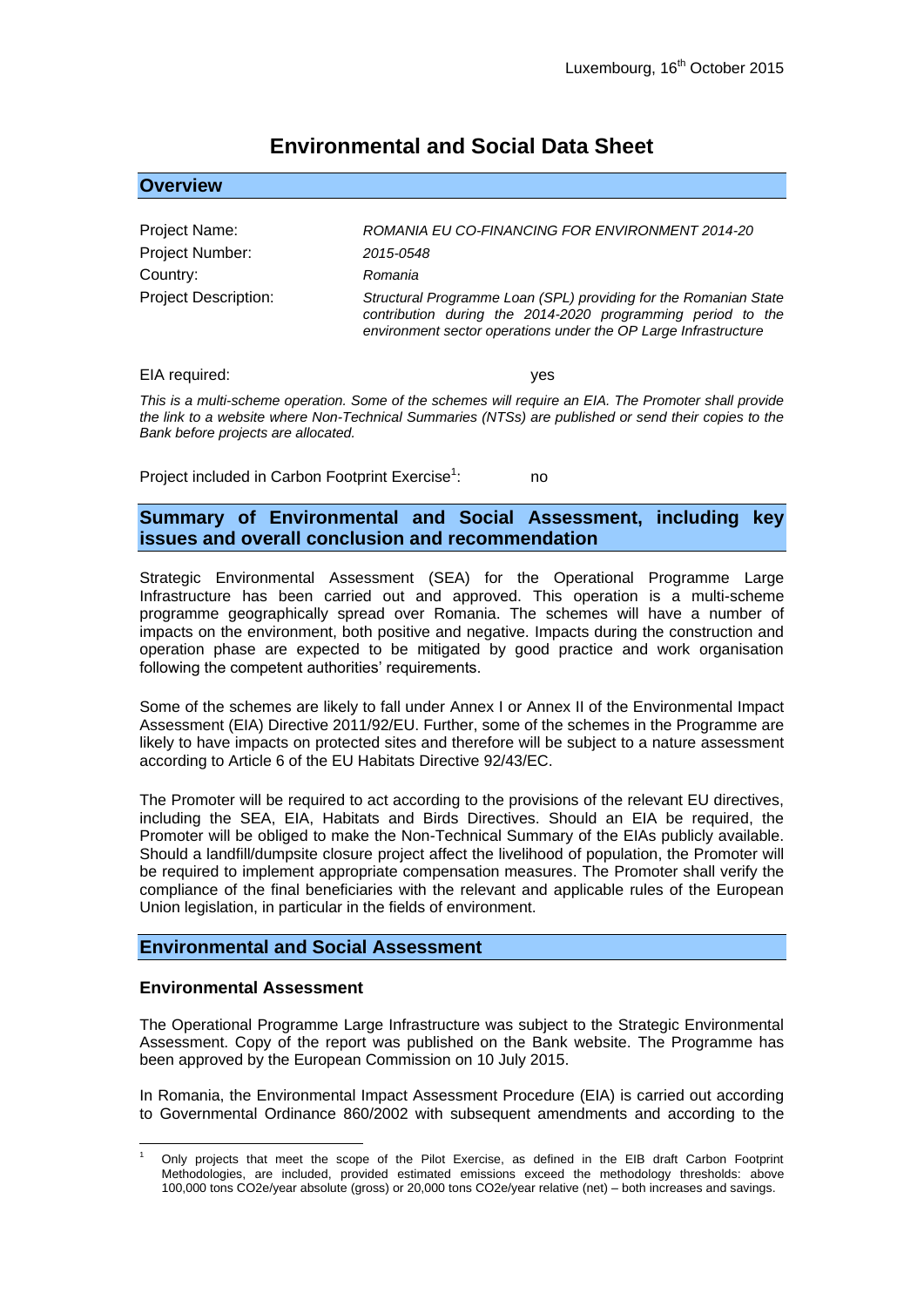Luxembourg, 16th October 2015

# Environmental and Social Data Sheet

## Overview

| | |
|---|---|
| Project Name: | *ROMANIA EU CO-FINANCING FOR ENVIRONMENT 2014-20* |
| Project Number: | *2015-0548* |
| Country: | *Romania* |
| Project Description: | *Structural Programme Loan (SPL) providing for the Romanian State contribution during the 2014-2020 programming period to the environment sector operations under the OP Large Infrastructure* |

EIA required: yes

*This is a multi-scheme operation. Some of the schemes will require an EIA. The Promoter shall provide the link to a website where Non-Technical Summaries (NTSs) are published or send their copies to the Bank before projects are allocated.*

Project included in Carbon Footprint Exercise[1]: no

## Summary of Environmental and Social Assessment, including key issues and overall conclusion and recommendation

Strategic Environmental Assessment (SEA) for the Operational Programme Large Infrastructure has been carried out and approved. This operation is a multi-scheme programme geographically spread over Romania. The schemes will have a number of impacts on the environment, both positive and negative. Impacts during the construction and operation phase are expected to be mitigated by good practice and work organisation following the competent authorities' requirements.

Some of the schemes are likely to fall under Annex I or Annex II of the Environmental Impact Assessment (EIA) Directive 2011/92/EU. Further, some of the schemes in the Programme are likely to have impacts on protected sites and therefore will be subject to a nature assessment according to Article 6 of the EU Habitats Directive 92/43/EC.

The Promoter will be required to act according to the provisions of the relevant EU directives, including the SEA, EIA, Habitats and Birds Directives. Should an EIA be required, the Promoter will be obliged to make the Non-Technical Summary of the EIAs publicly available. Should a landfill/dumpsite closure project affect the livelihood of population, the Promoter will be required to implement appropriate compensation measures. The Promoter shall verify the compliance of the final beneficiaries with the relevant and applicable rules of the European Union legislation, in particular in the fields of environment.

## Environmental and Social Assessment

### Environmental Assessment

The Operational Programme Large Infrastructure was subject to the Strategic Environmental Assessment. Copy of the report was published on the Bank website. The Programme has been approved by the European Commission on 10 July 2015.

In Romania, the Environmental Impact Assessment Procedure (EIA) is carried out according to Governmental Ordinance 860/2002 with subsequent amendments and according to the

[1] Only projects that meet the scope of the Pilot Exercise, as defined in the EIB draft Carbon Footprint Methodologies, are included, provided estimated emissions exceed the methodology thresholds: above 100,000 tons CO2e/year absolute (gross) or 20,000 tons CO2e/year relative (net) – both increases and savings.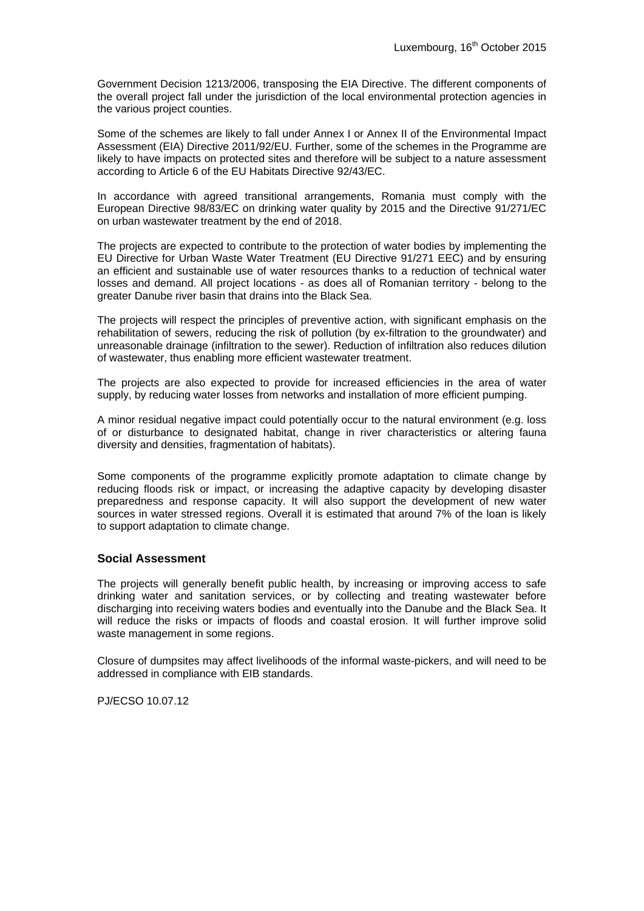Government Decision 1213/2006, transposing the EIA Directive. The different components of the overall project fall under the jurisdiction of the local environmental protection agencies in the various project counties.

Some of the schemes are likely to fall under Annex I or Annex II of the Environmental Impact Assessment (EIA) Directive 2011/92/EU. Further, some of the schemes in the Programme are likely to have impacts on protected sites and therefore will be subject to a nature assessment according to Article 6 of the EU Habitats Directive 92/43/EC.

In accordance with agreed transitional arrangements, Romania must comply with the European Directive 98/83/EC on drinking water quality by 2015 and the Directive 91/271/EC on urban wastewater treatment by the end of 2018.

The projects are expected to contribute to the protection of water bodies by implementing the EU Directive for Urban Waste Water Treatment (EU Directive 91/271 EEC) and by ensuring an efficient and sustainable use of water resources thanks to a reduction of technical water losses and demand. All project locations - as does all of Romanian territory - belong to the greater Danube river basin that drains into the Black Sea.

The projects will respect the principles of preventive action, with significant emphasis on the rehabilitation of sewers, reducing the risk of pollution (by ex-filtration to the groundwater) and unreasonable drainage (infiltration to the sewer). Reduction of infiltration also reduces dilution of wastewater, thus enabling more efficient wastewater treatment.

The projects are also expected to provide for increased efficiencies in the area of water supply, by reducing water losses from networks and installation of more efficient pumping.

A minor residual negative impact could potentially occur to the natural environment (e.g. loss of or disturbance to designated habitat, change in river characteristics or altering fauna diversity and densities, fragmentation of habitats).

Some components of the programme explicitly promote adaptation to climate change by reducing floods risk or impact, or increasing the adaptive capacity by developing disaster preparedness and response capacity. It will also support the development of new water sources in water stressed regions. Overall it is estimated that around 7% of the loan is likely to support adaptation to climate change.

### Social Assessment

The projects will generally benefit public health, by increasing or improving access to safe drinking water and sanitation services, or by collecting and treating wastewater before discharging into receiving waters bodies and eventually into the Danube and the Black Sea. It will reduce the risks or impacts of floods and coastal erosion. It will further improve solid waste management in some regions.

Closure of dumpsites may affect livelihoods of the informal waste-pickers, and will need to be addressed in compliance with EIB standards.

PJ/ECSO 10.07.12